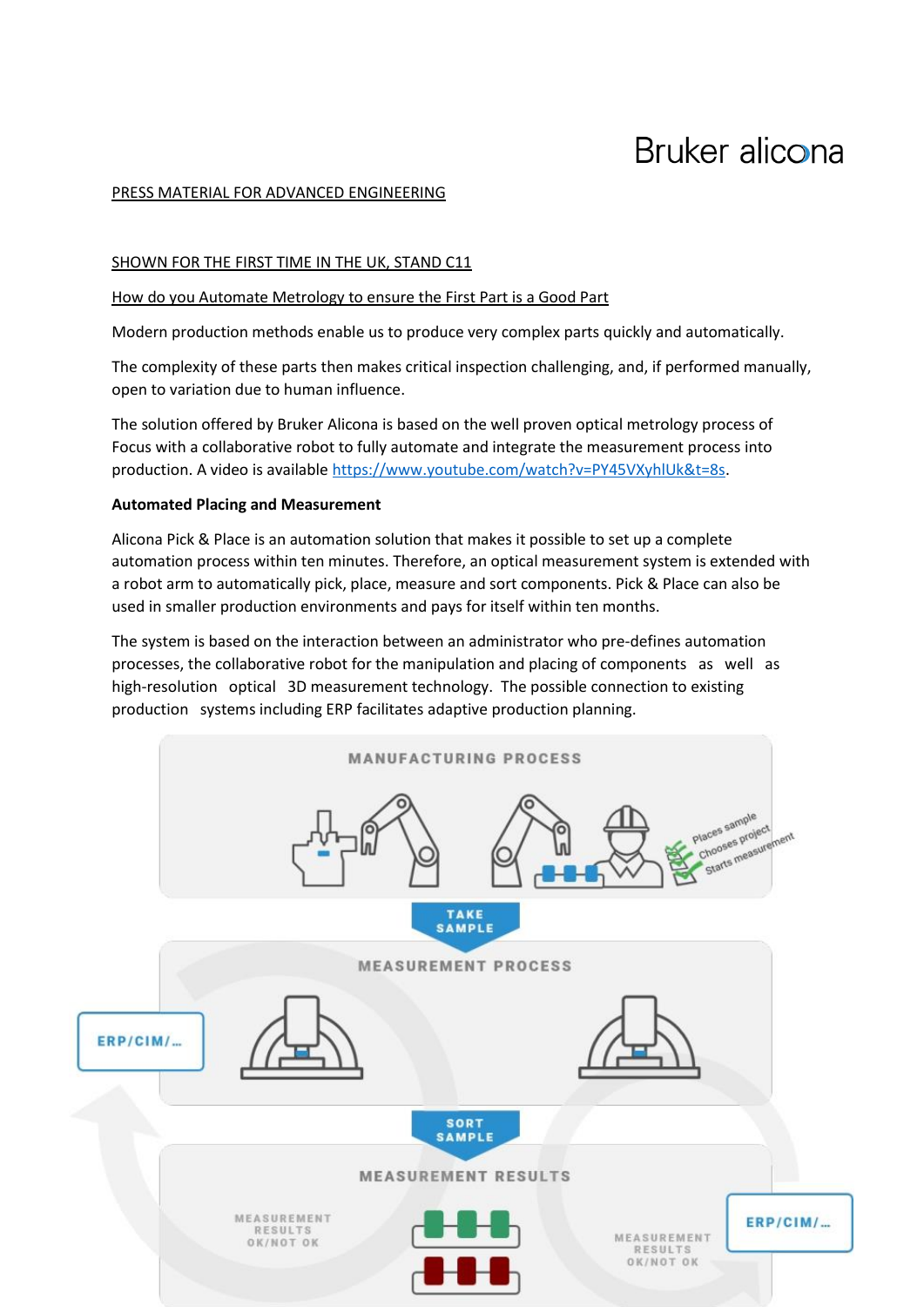Bruker alicona

PRESS MATERIAL FOR ADVANCED ENGINEERING

SHOWN FOR THE FIRST TIME IN THE UK, STAND C11

How do you Automate Metrology to ensure the First Part is a Good Part

Modern production methods enable us to produce very complex parts quickly and automatically.

The complexity of these parts then makes critical inspection challenging, and, if performed manually, open to variation due to human influence.

The solution offered by Bruker Alicona is based on the well proven optical metrology process of Focus with a collaborative robot to fully automate and integrate the measurement process into production. A video is available https://www.youtube.com/watch?v=PY45VXyhlUk&t=8s.

**Automated Placing and Measurement**

Alicona Pick & Place is an automation solution that makes it possible to set up a complete automation process within ten minutes. Therefore, an optical measurement system is extended with a robot arm to automatically pick, place, measure and sort components. Pick & Place can also be used in smaller production environments and pays for itself within ten months.

The system is based on the interaction between an administrator who pre-defines automation processes, the collaborative robot for the manipulation and placing of components as well as high-resolution optical 3D measurement technology. The possible connection to existing production systems including ERP facilitates adaptive production planning.

MANUFACTURING PROCESS

Places sample
Chooses project
Starts measurement

TAKE SAMPLE

MEASUREMENT PROCESS

ERP/CIM/...

SORT SAMPLE

MEASUREMENT RESULTS

MEASUREMENT RESULTS OK/NOT OK

MEASUREMENT RESULTS OK/NOT OK

ERP/CIM/...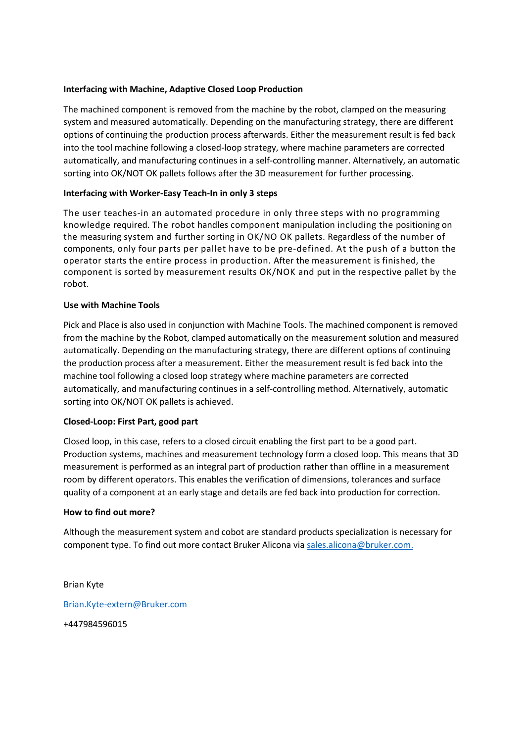**Interfacing with Machine, Adaptive Closed Loop Production**

The machined component is removed from the machine by the robot, clamped on the measuring system and measured automatically. Depending on the manufacturing strategy, there are different options of continuing the production process afterwards. Either the measurement result is fed back into the tool machine following a closed-loop strategy, where machine parameters are corrected automatically, and manufacturing continues in a self-controlling manner. Alternatively, an automatic sorting into OK/NOT OK pallets follows after the 3D measurement for further processing.

**Interfacing with Worker-Easy Teach-In in only 3 steps**

The user teaches-in an automated procedure in only three steps with no programming knowledge required. The robot handles component manipulation including the positioning on the measuring system and further sorting in OK/NO OK pallets. Regardless of the number of components, only four parts per pallet have to be pre-defined. At the push of a button the operator starts the entire process in production. After the measurement is finished, the component is sorted by measurement results OK/NOK and put in the respective pallet by the robot.

**Use with Machine Tools**

Pick and Place is also used in conjunction with Machine Tools. The machined component is removed from the machine by the Robot, clamped automatically on the measurement solution and measured automatically. Depending on the manufacturing strategy, there are different options of continuing the production process after a measurement. Either the measurement result is fed back into the machine tool following a closed loop strategy where machine parameters are corrected automatically, and manufacturing continues in a self-controlling method. Alternatively, automatic sorting into OK/NOT OK pallets is achieved.

**Closed-Loop: First Part, good part**

Closed loop, in this case, refers to a closed circuit enabling the first part to be a good part. Production systems, machines and measurement technology form a closed loop. This means that 3D measurement is performed as an integral part of production rather than offline in a measurement room by different operators. This enables the verification of dimensions, tolerances and surface quality of a component at an early stage and details are fed back into production for correction.

**How to find out more?**

Although the measurement system and cobot are standard products specialization is necessary for component type. To find out more contact Bruker Alicona via sales.alicona@bruker.com.

Brian Kyte

Brian.Kyte-extern@Bruker.com

+447984596015